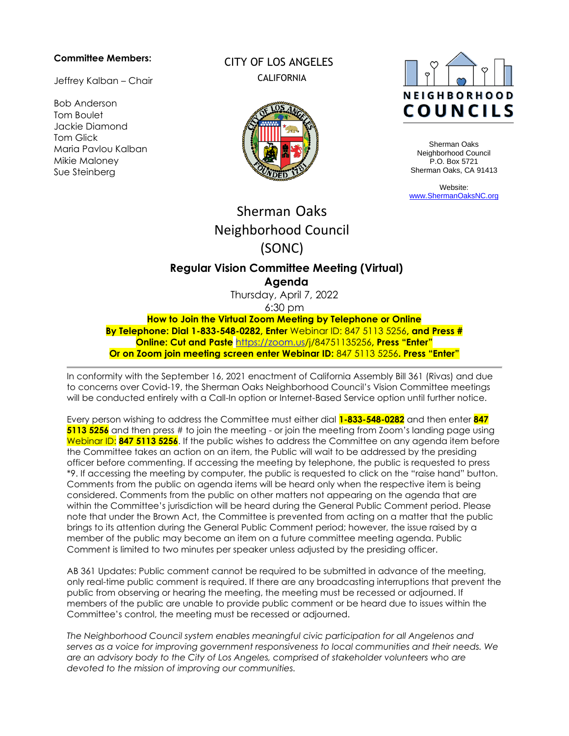**Committee Members:**

Jeffrey Kalban – Chair

Bob Anderson
Tom Boulet
Jackie Diamond
Tom Glick
Maria Pavlou Kalban
Mikie Maloney
Sue Steinberg

CITY OF LOS ANGELES
CALIFORNIA

NEIGHBORHOOD COUNCILS

Sherman Oaks
Neighborhood Council
P.O. Box 5721
Sherman Oaks, CA 91413

Website:
www.ShermanOaksNC.org

# Sherman Oaks Neighborhood Council (SONC)

## Regular Vision Committee Meeting (Virtual)
## Agenda

Thursday, April 7, 2022
6:30 pm

**How to Join the Virtual Zoom Meeting by Telephone or Online**
**By Telephone: Dial 1-833-548-0282, Enter** Webinar ID: 847 5113 5256**, and Press #**
**Online: Cut and Paste** https://zoom.us/j/84751135256**, Press "Enter"**
**Or on Zoom join meeting screen enter Webinar ID:** 847 5113 5256**. Press "Enter"**

---

In conformity with the September 16, 2021 enactment of California Assembly Bill 361 (Rivas) and due to concerns over Covid-19, the Sherman Oaks Neighborhood Council's Vision Committee meetings will be conducted entirely with a Call-In option or Internet-Based Service option until further notice.

Every person wishing to address the Committee must either dial **1-833-548-0282** and then enter **847 5113 5256** and then press # to join the meeting - or join the meeting from Zoom's landing page using Webinar ID: **847 5113 5256**. If the public wishes to address the Committee on any agenda item before the Committee takes an action on an item, the Public will wait to be addressed by the presiding officer before commenting. If accessing the meeting by telephone, the public is requested to press *9. If accessing the meeting by computer, the public is requested to click on the "raise hand" button. Comments from the public on agenda items will be heard only when the respective item is being considered. Comments from the public on other matters not appearing on the agenda that are within the Committee's jurisdiction will be heard during the General Public Comment period. Please note that under the Brown Act, the Committee is prevented from acting on a matter that the public brings to its attention during the General Public Comment period; however, the issue raised by a member of the public may become an item on a future committee meeting agenda. Public Comment is limited to two minutes per speaker unless adjusted by the presiding officer.

AB 361 Updates: Public comment cannot be required to be submitted in advance of the meeting, only real-time public comment is required. If there are any broadcasting interruptions that prevent the public from observing or hearing the meeting, the meeting must be recessed or adjourned. If members of the public are unable to provide public comment or be heard due to issues within the Committee's control, the meeting must be recessed or adjourned.

*The Neighborhood Council system enables meaningful civic participation for all Angelenos and serves as a voice for improving government responsiveness to local communities and their needs. We are an advisory body to the City of Los Angeles, comprised of stakeholder volunteers who are devoted to the mission of improving our communities.*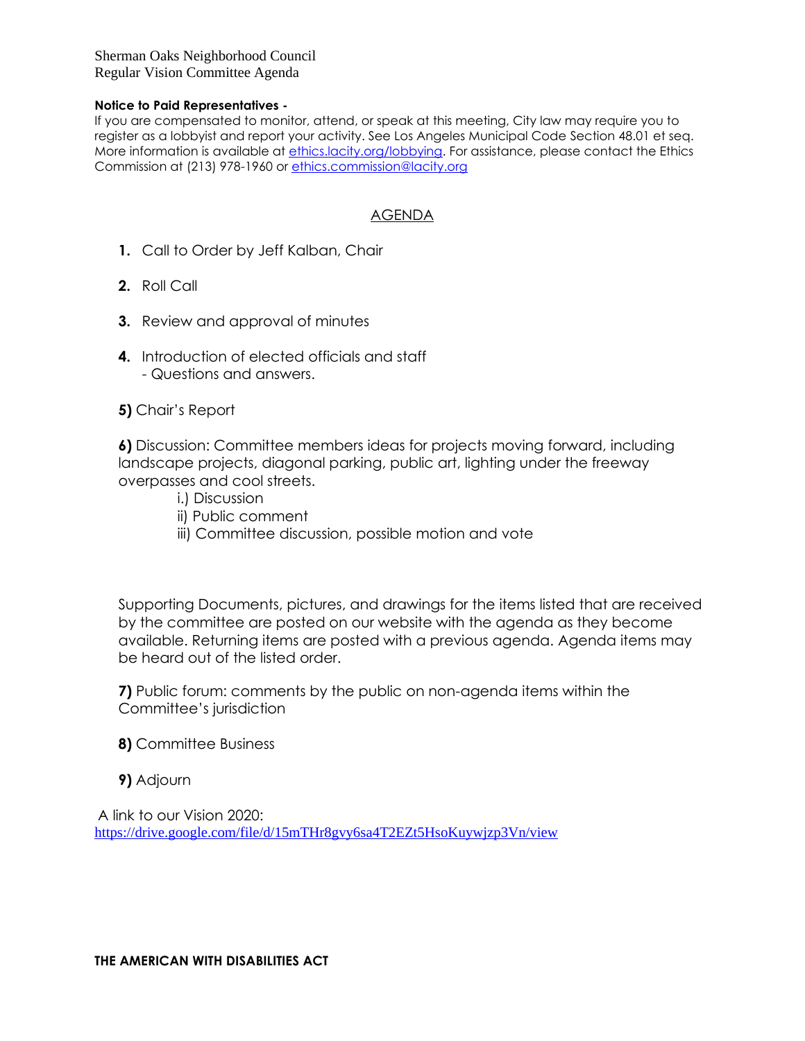Sherman Oaks Neighborhood Council
Regular Vision Committee Agenda

**Notice to Paid Representatives -**
If you are compensated to monitor, attend, or speak at this meeting, City law may require you to register as a lobbyist and report your activity. See Los Angeles Municipal Code Section 48.01 et seq. More information is available at [ethics.lacity.org/lobbying](ethics.lacity.org/lobbying). For assistance, please contact the Ethics Commission at (213) 978-1960 or [ethics.commission@lacity.org](mailto:ethics.commission@lacity.org)

## AGENDA

**1.** Call to Order by Jeff Kalban, Chair

**2.** Roll Call

**3.** Review and approval of minutes

**4.** Introduction of elected officials and staff
- Questions and answers.

**5)** Chair's Report

**6)** Discussion: Committee members ideas for projects moving forward, including landscape projects, diagonal parking, public art, lighting under the freeway overpasses and cool streets.

i.) Discussion
ii) Public comment
iii) Committee discussion, possible motion and vote

Supporting Documents, pictures, and drawings for the items listed that are received by the committee are posted on our website with the agenda as they become available. Returning items are posted with a previous agenda. Agenda items may be heard out of the listed order.

**7)** Public forum: comments by the public on non-agenda items within the Committee's jurisdiction

**8)** Committee Business

**9)** Adjourn

A link to our Vision 2020:
[https://drive.google.com/file/d/15mTHr8gvy6sa4T2EZt5HsoKuywjzp3Vn/view](https://drive.google.com/file/d/15mTHr8gvy6sa4T2EZt5HsoKuywjzp3Vn/view)

**THE AMERICAN WITH DISABILITIES ACT**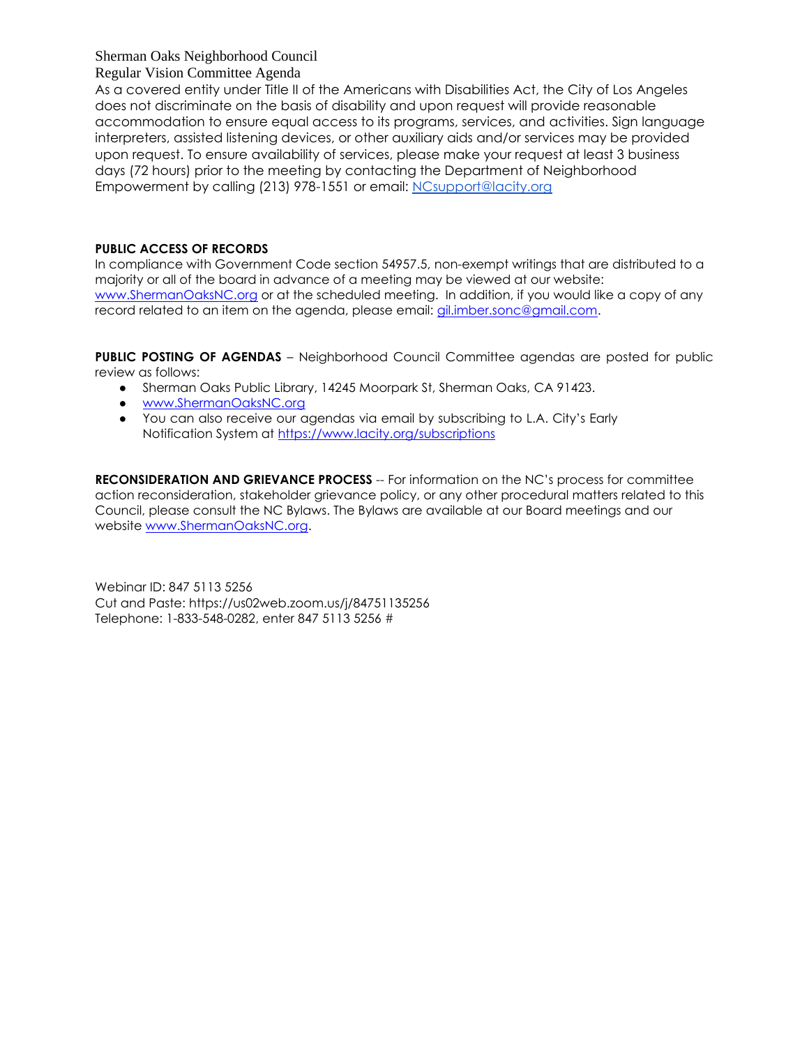Sherman Oaks Neighborhood Council

Regular Vision Committee Agenda

As a covered entity under Title II of the Americans with Disabilities Act, the City of Los Angeles does not discriminate on the basis of disability and upon request will provide reasonable accommodation to ensure equal access to its programs, services, and activities. Sign language interpreters, assisted listening devices, or other auxiliary aids and/or services may be provided upon request. To ensure availability of services, please make your request at least 3 business days (72 hours) prior to the meeting by contacting the Department of Neighborhood Empowerment by calling (213) 978-1551 or email: [NCsupport@lacity.org](mailto:NCsupport@lacity.org)

**PUBLIC ACCESS OF RECORDS**

In compliance with Government Code section 54957.5, non-exempt writings that are distributed to a majority or all of the board in advance of a meeting may be viewed at our website: [www.ShermanOaksNC.org](http://www.ShermanOaksNC.org) or at the scheduled meeting. In addition, if you would like a copy of any record related to an item on the agenda, please email: [gil.imber.sonc@gmail.com](mailto:gil.imber.sonc@gmail.com).

**PUBLIC POSTING OF AGENDAS** – Neighborhood Council Committee agendas are posted for public review as follows:

- Sherman Oaks Public Library, 14245 Moorpark St, Sherman Oaks, CA 91423.
- [www.ShermanOaksNC.org](http://www.ShermanOaksNC.org)
- You can also receive our agendas via email by subscribing to L.A. City's Early Notification System at [https://www.lacity.org/subscriptions](https://www.lacity.org/subscriptions)

**RECONSIDERATION AND GRIEVANCE PROCESS** -- For information on the NC's process for committee action reconsideration, stakeholder grievance policy, or any other procedural matters related to this Council, please consult the NC Bylaws. The Bylaws are available at our Board meetings and our website [www.ShermanOaksNC.org](http://www.ShermanOaksNC.org).

Webinar ID: 847 5113 5256

Cut and Paste: https://us02web.zoom.us/j/84751135256

Telephone: 1-833-548-0282, enter 847 5113 5256 #